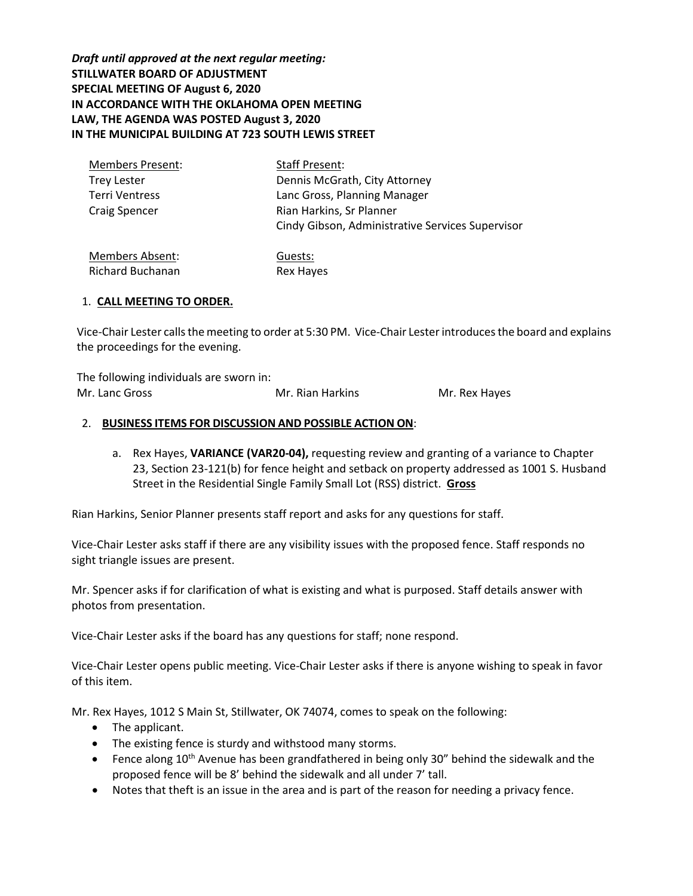***Draft until approved at the next regular meeting:***
**STILLWATER BOARD OF ADJUSTMENT**
**SPECIAL MEETING OF August 6, 2020**
**IN ACCORDANCE WITH THE OKLAHOMA OPEN MEETING LAW, THE AGENDA WAS POSTED August 3, 2020**
**IN THE MUNICIPAL BUILDING AT 723 SOUTH LEWIS STREET**

| Members Present: | Staff Present: |
|---|---|
| Trey Lester | Dennis McGrath, City Attorney |
| Terri Ventress | Lanc Gross, Planning Manager |
| Craig Spencer | Rian Harkins, Sr Planner |
| | Cindy Gibson, Administrative Services Supervisor |

| Members Absent: | Guests: |
|---|---|
| Richard Buchanan | Rex Hayes |

1. **CALL MEETING TO ORDER.**

Vice-Chair Lester calls the meeting to order at 5:30 PM. Vice-Chair Lester introduces the board and explains the proceedings for the evening.

The following individuals are sworn in:
Mr. Lanc Gross    Mr. Rian Harkins    Mr. Rex Hayes

2. **BUSINESS ITEMS FOR DISCUSSION AND POSSIBLE ACTION ON**:

   a. Rex Hayes, **VARIANCE (VAR20-04),** requesting review and granting of a variance to Chapter 23, Section 23-121(b) for fence height and setback on property addressed as 1001 S. Husband Street in the Residential Single Family Small Lot (RSS) district. **Gross**

Rian Harkins, Senior Planner presents staff report and asks for any questions for staff.

Vice-Chair Lester asks staff if there are any visibility issues with the proposed fence. Staff responds no sight triangle issues are present.

Mr. Spencer asks if for clarification of what is existing and what is purposed. Staff details answer with photos from presentation.

Vice-Chair Lester asks if the board has any questions for staff; none respond.

Vice-Chair Lester opens public meeting. Vice-Chair Lester asks if there is anyone wishing to speak in favor of this item.

Mr. Rex Hayes, 1012 S Main St, Stillwater, OK 74074, comes to speak on the following:

- The applicant.
- The existing fence is sturdy and withstood many storms.
- Fence along 10th Avenue has been grandfathered in being only 30" behind the sidewalk and the proposed fence will be 8' behind the sidewalk and all under 7' tall.
- Notes that theft is an issue in the area and is part of the reason for needing a privacy fence.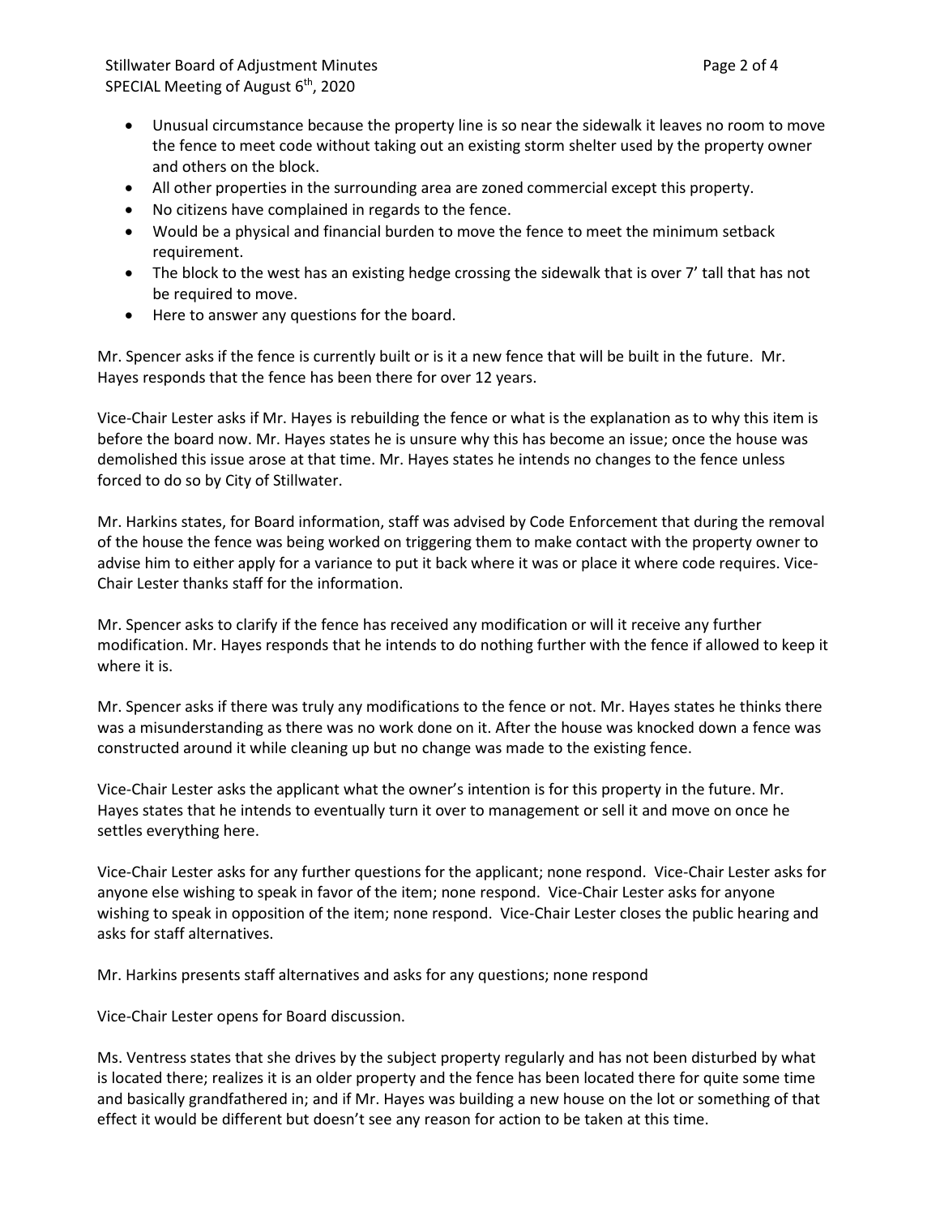- Unusual circumstance because the property line is so near the sidewalk it leaves no room to move the fence to meet code without taking out an existing storm shelter used by the property owner and others on the block.
- All other properties in the surrounding area are zoned commercial except this property.
- No citizens have complained in regards to the fence.
- Would be a physical and financial burden to move the fence to meet the minimum setback requirement.
- The block to the west has an existing hedge crossing the sidewalk that is over 7' tall that has not be required to move.
- Here to answer any questions for the board.

Mr. Spencer asks if the fence is currently built or is it a new fence that will be built in the future. Mr. Hayes responds that the fence has been there for over 12 years.

Vice-Chair Lester asks if Mr. Hayes is rebuilding the fence or what is the explanation as to why this item is before the board now. Mr. Hayes states he is unsure why this has become an issue; once the house was demolished this issue arose at that time. Mr. Hayes states he intends no changes to the fence unless forced to do so by City of Stillwater.

Mr. Harkins states, for Board information, staff was advised by Code Enforcement that during the removal of the house the fence was being worked on triggering them to make contact with the property owner to advise him to either apply for a variance to put it back where it was or place it where code requires. Vice-Chair Lester thanks staff for the information.

Mr. Spencer asks to clarify if the fence has received any modification or will it receive any further modification. Mr. Hayes responds that he intends to do nothing further with the fence if allowed to keep it where it is.

Mr. Spencer asks if there was truly any modifications to the fence or not. Mr. Hayes states he thinks there was a misunderstanding as there was no work done on it. After the house was knocked down a fence was constructed around it while cleaning up but no change was made to the existing fence.

Vice-Chair Lester asks the applicant what the owner's intention is for this property in the future. Mr. Hayes states that he intends to eventually turn it over to management or sell it and move on once he settles everything here.

Vice-Chair Lester asks for any further questions for the applicant; none respond. Vice-Chair Lester asks for anyone else wishing to speak in favor of the item; none respond. Vice-Chair Lester asks for anyone wishing to speak in opposition of the item; none respond. Vice-Chair Lester closes the public hearing and asks for staff alternatives.

Mr. Harkins presents staff alternatives and asks for any questions; none respond

Vice-Chair Lester opens for Board discussion.

Ms. Ventress states that she drives by the subject property regularly and has not been disturbed by what is located there; realizes it is an older property and the fence has been located there for quite some time and basically grandfathered in; and if Mr. Hayes was building a new house on the lot or something of that effect it would be different but doesn't see any reason for action to be taken at this time.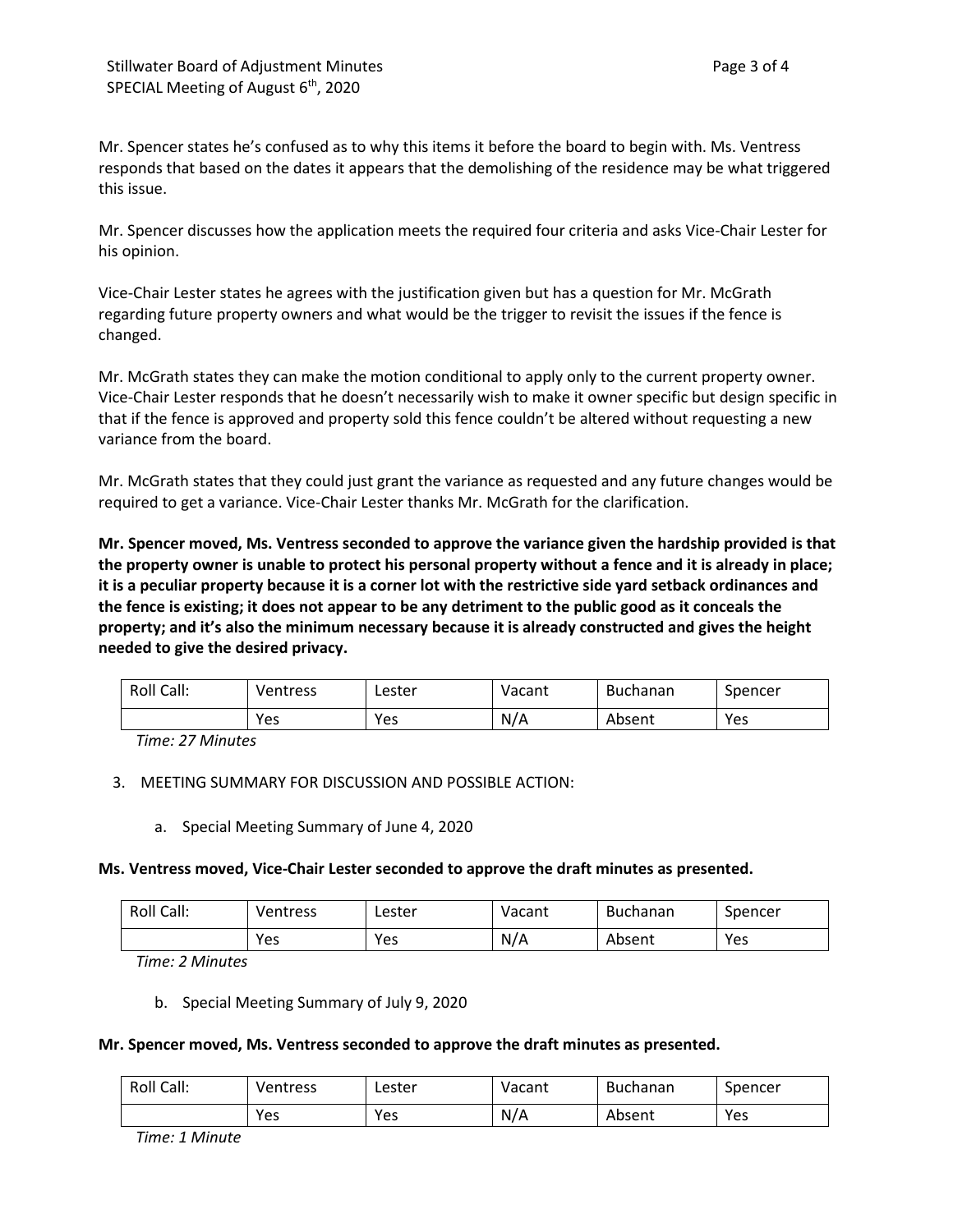Mr. Spencer states he's confused as to why this items it before the board to begin with. Ms. Ventress responds that based on the dates it appears that the demolishing of the residence may be what triggered this issue.

Mr. Spencer discusses how the application meets the required four criteria and asks Vice-Chair Lester for his opinion.

Vice-Chair Lester states he agrees with the justification given but has a question for Mr. McGrath regarding future property owners and what would be the trigger to revisit the issues if the fence is changed.

Mr. McGrath states they can make the motion conditional to apply only to the current property owner. Vice-Chair Lester responds that he doesn't necessarily wish to make it owner specific but design specific in that if the fence is approved and property sold this fence couldn't be altered without requesting a new variance from the board.

Mr. McGrath states that they could just grant the variance as requested and any future changes would be required to get a variance. Vice-Chair Lester thanks Mr. McGrath for the clarification.

**Mr. Spencer moved, Ms. Ventress seconded to approve the variance given the hardship provided is that the property owner is unable to protect his personal property without a fence and it is already in place; it is a peculiar property because it is a corner lot with the restrictive side yard setback ordinances and the fence is existing; it does not appear to be any detriment to the public good as it conceals the property; and it's also the minimum necessary because it is already constructed and gives the height needed to give the desired privacy.**

| Roll Call: | Ventress | Lester | Vacant | Buchanan | Spencer |
|---|---|---|---|---|---|
| | Yes | Yes | N/A | Absent | Yes |

*Time: 27 Minutes*

3. MEETING SUMMARY FOR DISCUSSION AND POSSIBLE ACTION:

    a. Special Meeting Summary of June 4, 2020

**Ms. Ventress moved, Vice-Chair Lester seconded to approve the draft minutes as presented.**

| Roll Call: | Ventress | Lester | Vacant | Buchanan | Spencer |
|---|---|---|---|---|---|
| | Yes | Yes | N/A | Absent | Yes |

*Time: 2 Minutes*

    b. Special Meeting Summary of July 9, 2020

**Mr. Spencer moved, Ms. Ventress seconded to approve the draft minutes as presented.**

| Roll Call: | Ventress | Lester | Vacant | Buchanan | Spencer |
|---|---|---|---|---|---|
| | Yes | Yes | N/A | Absent | Yes |

*Time: 1 Minute*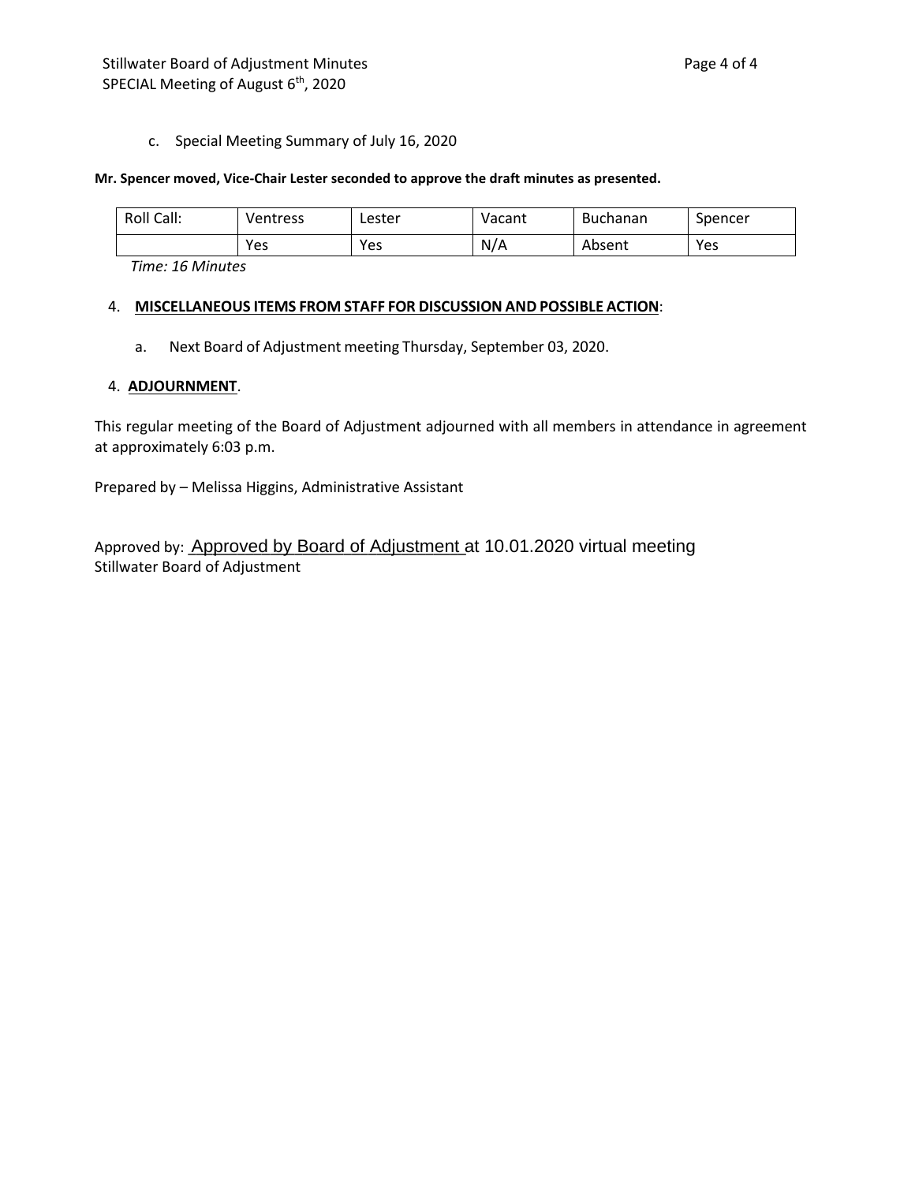c. Special Meeting Summary of July 16, 2020

**Mr. Spencer moved, Vice-Chair Lester seconded to approve the draft minutes as presented.**

| Roll Call: | Ventress | Lester | Vacant | Buchanan | Spencer |
|---|---|---|---|---|---|
| | Yes | Yes | N/A | Absent | Yes |

*Time: 16 Minutes*

4. **MISCELLANEOUS ITEMS FROM STAFF FOR DISCUSSION AND POSSIBLE ACTION**:

   a. Next Board of Adjustment meeting Thursday, September 03, 2020.

4. **ADJOURNMENT**.

This regular meeting of the Board of Adjustment adjourned with all members in attendance in agreement at approximately 6:03 p.m.

Prepared by – Melissa Higgins, Administrative Assistant

Approved by: Approved by Board of Adjustment at 10.01.2020 virtual meeting
Stillwater Board of Adjustment